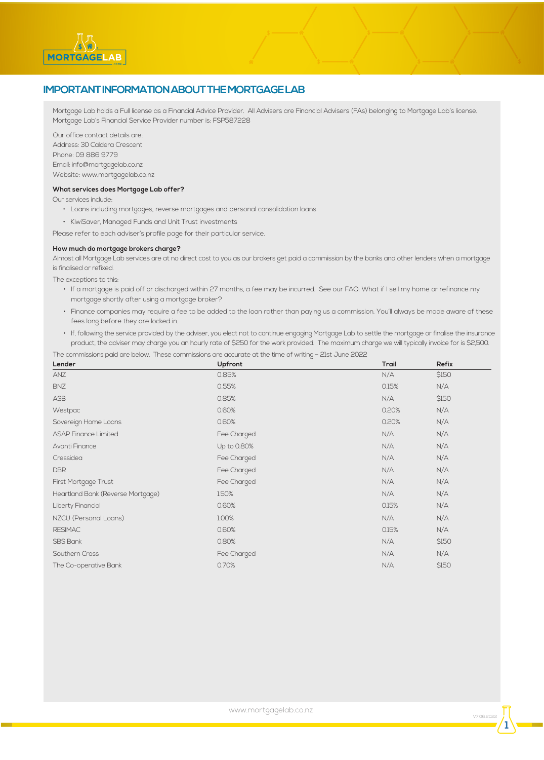# IMPORTANT INFORMATION ABOUT THE MORTGAGE LAB

Mortgage Lab holds a Full license as a Financial Advice Provider. All Advisers are Financial Advisers (FAs) belonging to Mortgage Lab's license. Mortgage Lab's Financial Service Provider number is: FSP587228

Our office contact details are:
Address: 30 Caldera Crescent
Phone: 09 886 9779
Email: info@mortgagelab.co.nz
Website: www.mortgagelab.co.nz

**What services does Mortgage Lab offer?**

Our services include:

- Loans including mortgages, reverse mortgages and personal consolidation loans
- KiwiSaver, Managed Funds and Unit Trust investments

Please refer to each adviser's profile page for their particular service.

**How much do mortgage brokers charge?**

Almost all Mortgage Lab services are at no direct cost to you as our brokers get paid a commission by the banks and other lenders when a mortgage is finalised or refixed.

The exceptions to this:

- If a mortgage is paid off or discharged within 27 months, a fee may be incurred. See our FAQ: What if I sell my home or refinance my mortgage shortly after using a mortgage broker?
- Finance companies may require a fee to be added to the loan rather than paying us a commission. You'll always be made aware of these fees long before they are locked in.
- If, following the service provided by the adviser, you elect not to continue engaging Mortgage Lab to settle the mortgage or finalise the insurance product, the adviser may charge you an hourly rate of $250 for the work provided. The maximum charge we will typically invoice for is $2,500.

The commissions paid are below. These commissions are accurate at the time of writing – 21st June 2022

| Lender | Upfront | Trail | Refix |
|---|---|---|---|
| ANZ | 0.85% | N/A | $150 |
| BNZ | 0.55% | 0.15% | N/A |
| ASB | 0.85% | N/A | $150 |
| Westpac | 0.60% | 0.20% | N/A |
| Sovereign Home Loans | 0.60% | 0.20% | N/A |
| ASAP Finance Limited | Fee Charged | N/A | N/A |
| Avanti Finance | Up to 0.80% | N/A | N/A |
| Cressidea | Fee Charged | N/A | N/A |
| DBR | Fee Charged | N/A | N/A |
| First Mortgage Trust | Fee Charged | N/A | N/A |
| Heartland Bank (Reverse Mortgage) | 1.50% | N/A | N/A |
| Liberty Financial | 0.60% | 0.15% | N/A |
| NZCU (Personal Loans) | 1.00% | N/A | N/A |
| RESIMAC | 0.60% | 0.15% | N/A |
| SBS Bank | 0.80% | N/A | $150 |
| Southern Cross | Fee Charged | N/A | N/A |
| The Co-operative Bank | 0.70% | N/A | $150 |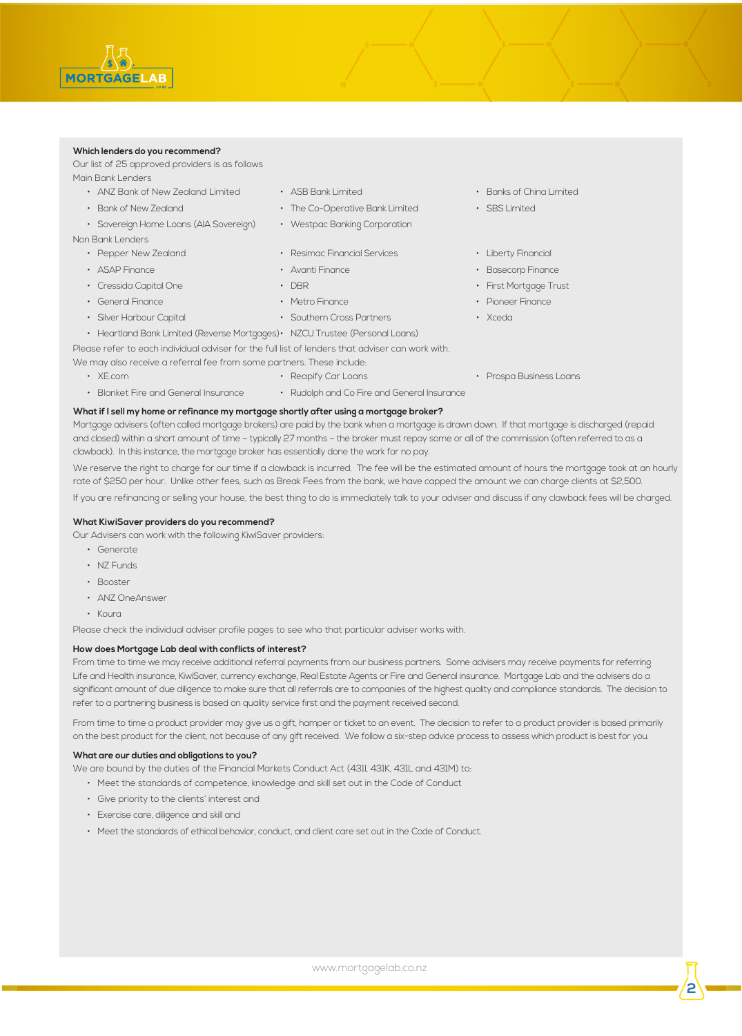**Which lenders do you recommend?**

Our list of 25 approved providers is as follows

Main Bank Lenders

- ANZ Bank of New Zealand Limited
- ASB Bank Limited
- Banks of China Limited
- Bank of New Zealand
- The Co-Operative Bank Limited
- SBS Limited
- Sovereign Home Loans (AIA Sovereign)
- Westpac Banking Corporation

Non Bank Lenders

- Pepper New Zealand
- Resimac Financial Services
- Liberty Financial
- ASAP Finance
- Avanti Finance
- Basecorp Finance
- Cressida Capital One
- DBR
- First Mortgage Trust
- General Finance
- Metro Finance
- Pioneer Finance
- Silver Harbour Capital
- Southern Cross Partners
- Xceda
- Heartland Bank Limited (Reverse Mortgages)
- NZCU Trustee (Personal Loans)

Please refer to each individual adviser for the full list of lenders that adviser can work with.

We may also receive a referral fee from some partners. These include:

- XE.com
- Reapify Car Loans
- Prospa Business Loans
- Blanket Fire and General Insurance
- Rudolph and Co Fire and General Insurance

**What if I sell my home or refinance my mortgage shortly after using a mortgage broker?**

Mortgage advisers (often called mortgage brokers) are paid by the bank when a mortgage is drawn down. If that mortgage is discharged (repaid and closed) within a short amount of time – typically 27 months – the broker must repay some or all of the commission (often referred to as a clawback). In this instance, the mortgage broker has essentially done the work for no pay.

We reserve the right to charge for our time if a clawback is incurred. The fee will be the estimated amount of hours the mortgage took at an hourly rate of $250 per hour. Unlike other fees, such as Break Fees from the bank, we have capped the amount we can charge clients at $2,500.

If you are refinancing or selling your house, the best thing to do is immediately talk to your adviser and discuss if any clawback fees will be charged.

**What KiwiSaver providers do you recommend?**

Our Advisers can work with the following KiwiSaver providers:

- Generate
- NZ Funds
- Booster
- ANZ OneAnswer
- Koura

Please check the individual adviser profile pages to see who that particular adviser works with.

**How does Mortgage Lab deal with conflicts of interest?**

From time to time we may receive additional referral payments from our business partners. Some advisers may receive payments for referring Life and Health insurance, KiwiSaver, currency exchange, Real Estate Agents or Fire and General insurance. Mortgage Lab and the advisers do a significant amount of due diligence to make sure that all referrals are to companies of the highest quality and compliance standards. The decision to refer to a partnering business is based on quality service first and the payment received second.

From time to time a product provider may give us a gift, hamper or ticket to an event. The decision to refer to a product provider is based primarily on the best product for the client, not because of any gift received. We follow a six-step advice process to assess which product is best for you.

**What are our duties and obligations to you?**

We are bound by the duties of the Financial Markets Conduct Act (431I, 431K, 431L and 431M) to:

- Meet the standards of competence, knowledge and skill set out in the Code of Conduct
- Give priority to the clients' interest and
- Exercise care, diligence and skill and
- Meet the standards of ethical behavior, conduct, and client care set out in the Code of Conduct.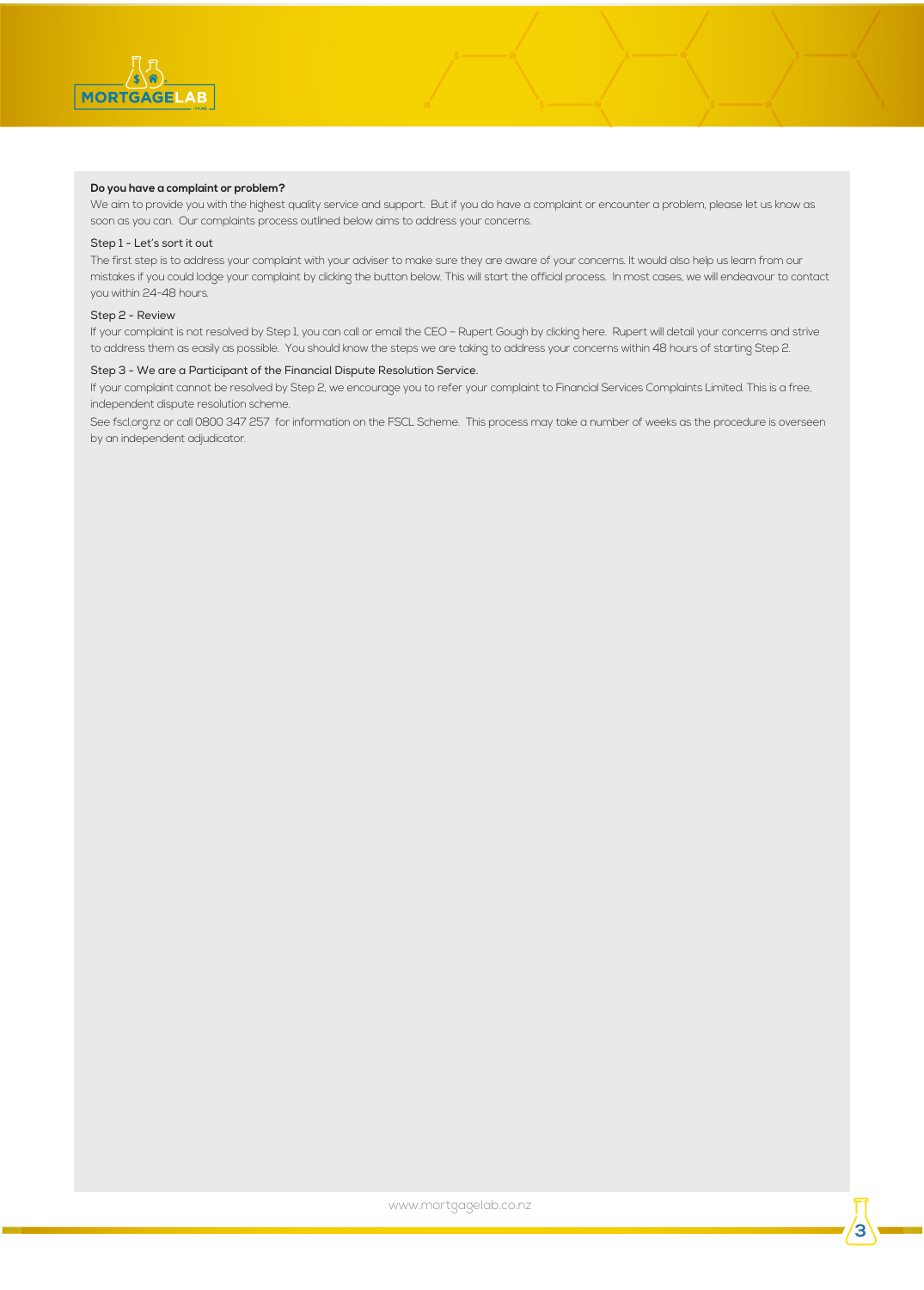**Do you have a complaint or problem?**

We aim to provide you with the highest quality service and support. But if you do have a complaint or encounter a problem, please let us know as soon as you can. Our complaints process outlined below aims to address your concerns.

Step 1 - Let's sort it out

The first step is to address your complaint with your adviser to make sure they are aware of your concerns. It would also help us learn from our mistakes if you could lodge your complaint by clicking the button below. This will start the official process. In most cases, we will endeavour to contact you within 24-48 hours.

Step 2 - Review

If your complaint is not resolved by Step 1, you can call or email the CEO – Rupert Gough by clicking here. Rupert will detail your concerns and strive to address them as easily as possible. You should know the steps we are taking to address your concerns within 48 hours of starting Step 2.

Step 3 - We are a Participant of the Financial Dispute Resolution Service.

If your complaint cannot be resolved by Step 2, we encourage you to refer your complaint to Financial Services Complaints Limited. This is a free, independent dispute resolution scheme.

See fscl.org.nz or call 0800 347 257 for information on the FSCL Scheme. This process may take a number of weeks as the procedure is overseen by an independent adjudicator.